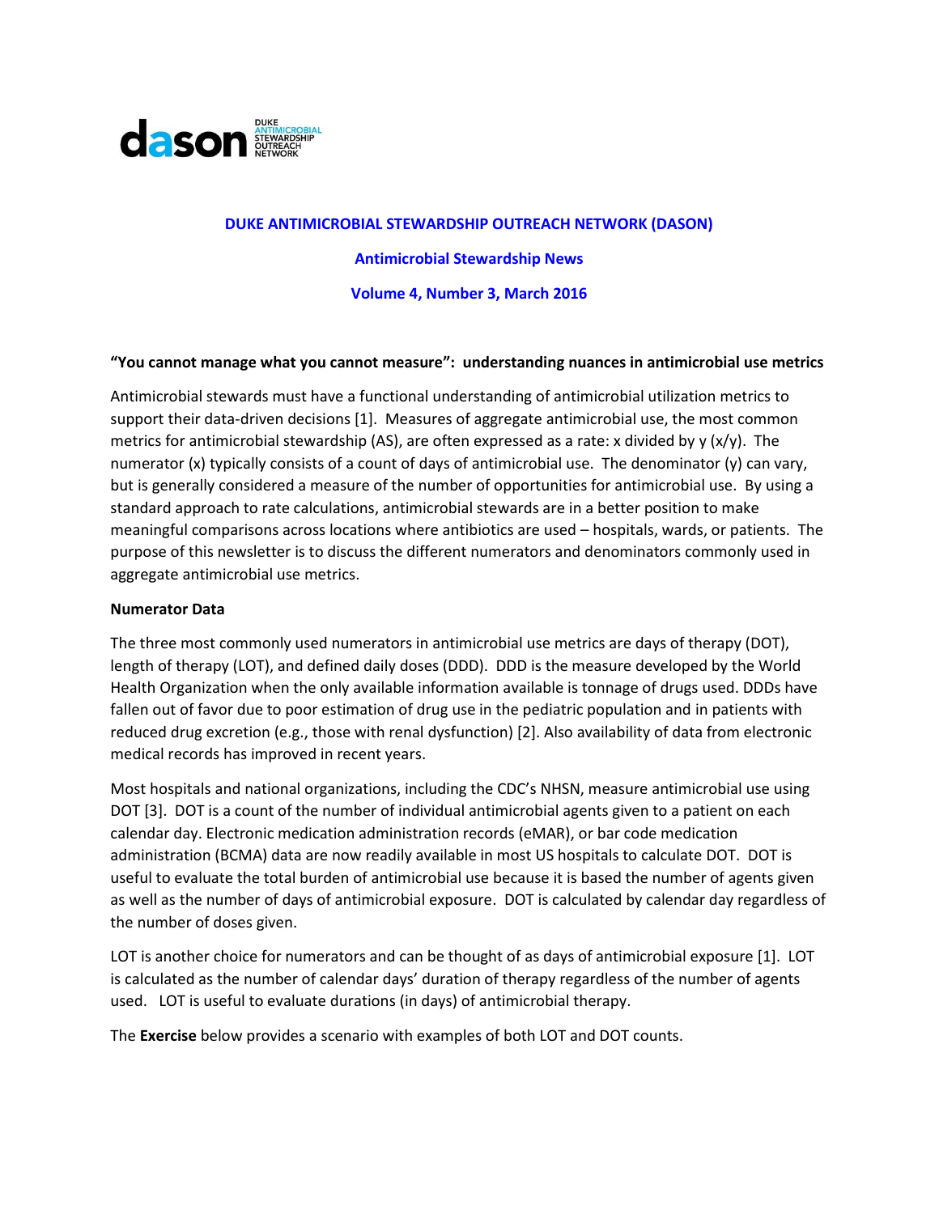# DUKE ANTIMICROBIAL STEWARDSHIP OUTREACH NETWORK (DASON)

## Antimicrobial Stewardship News

### Volume 4, Number 3, March 2016

**"You cannot manage what you cannot measure": understanding nuances in antimicrobial use metrics**

Antimicrobial stewards must have a functional understanding of antimicrobial utilization metrics to support their data-driven decisions [1]. Measures of aggregate antimicrobial use, the most common metrics for antimicrobial stewardship (AS), are often expressed as a rate: x divided by y (x/y). The numerator (x) typically consists of a count of days of antimicrobial use. The denominator (y) can vary, but is generally considered a measure of the number of opportunities for antimicrobial use. By using a standard approach to rate calculations, antimicrobial stewards are in a better position to make meaningful comparisons across locations where antibiotics are used – hospitals, wards, or patients. The purpose of this newsletter is to discuss the different numerators and denominators commonly used in aggregate antimicrobial use metrics.

**Numerator Data**

The three most commonly used numerators in antimicrobial use metrics are days of therapy (DOT), length of therapy (LOT), and defined daily doses (DDD). DDD is the measure developed by the World Health Organization when the only available information available is tonnage of drugs used. DDDs have fallen out of favor due to poor estimation of drug use in the pediatric population and in patients with reduced drug excretion (e.g., those with renal dysfunction) [2]. Also availability of data from electronic medical records has improved in recent years.

Most hospitals and national organizations, including the CDC's NHSN, measure antimicrobial use using DOT [3]. DOT is a count of the number of individual antimicrobial agents given to a patient on each calendar day. Electronic medication administration records (eMAR), or bar code medication administration (BCMA) data are now readily available in most US hospitals to calculate DOT. DOT is useful to evaluate the total burden of antimicrobial use because it is based the number of agents given as well as the number of days of antimicrobial exposure. DOT is calculated by calendar day regardless of the number of doses given.

LOT is another choice for numerators and can be thought of as days of antimicrobial exposure [1]. LOT is calculated as the number of calendar days' duration of therapy regardless of the number of agents used. LOT is useful to evaluate durations (in days) of antimicrobial therapy.

The **Exercise** below provides a scenario with examples of both LOT and DOT counts.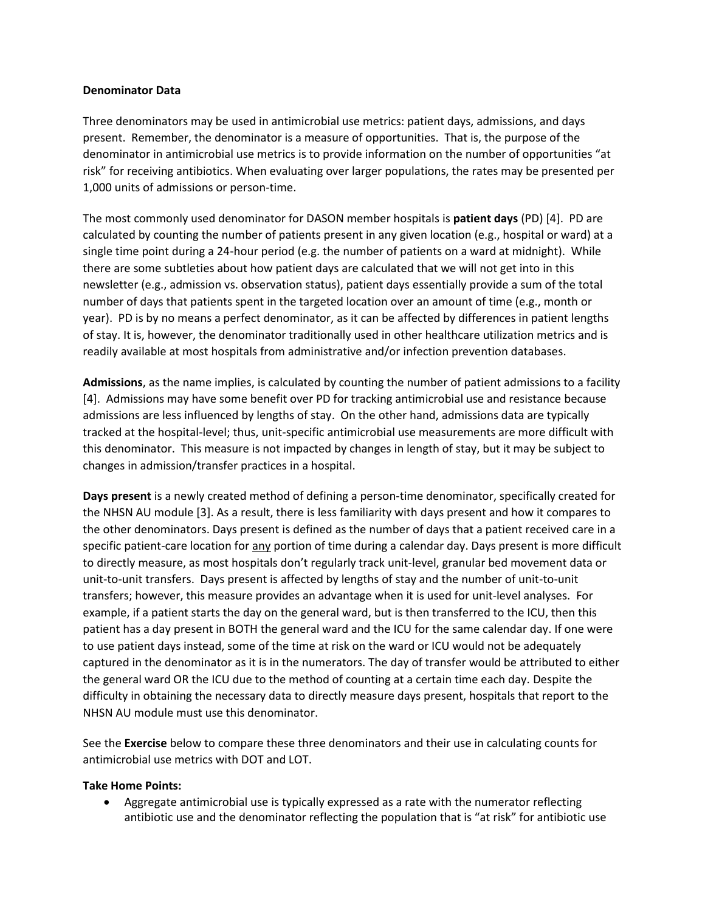**Denominator Data**

Three denominators may be used in antimicrobial use metrics: patient days, admissions, and days present. Remember, the denominator is a measure of opportunities. That is, the purpose of the denominator in antimicrobial use metrics is to provide information on the number of opportunities "at risk" for receiving antibiotics. When evaluating over larger populations, the rates may be presented per 1,000 units of admissions or person-time.

The most commonly used denominator for DASON member hospitals is **patient days** (PD) [4]. PD are calculated by counting the number of patients present in any given location (e.g., hospital or ward) at a single time point during a 24-hour period (e.g. the number of patients on a ward at midnight). While there are some subtleties about how patient days are calculated that we will not get into in this newsletter (e.g., admission vs. observation status), patient days essentially provide a sum of the total number of days that patients spent in the targeted location over an amount of time (e.g., month or year). PD is by no means a perfect denominator, as it can be affected by differences in patient lengths of stay. It is, however, the denominator traditionally used in other healthcare utilization metrics and is readily available at most hospitals from administrative and/or infection prevention databases.

**Admissions**, as the name implies, is calculated by counting the number of patient admissions to a facility [4]. Admissions may have some benefit over PD for tracking antimicrobial use and resistance because admissions are less influenced by lengths of stay. On the other hand, admissions data are typically tracked at the hospital-level; thus, unit-specific antimicrobial use measurements are more difficult with this denominator. This measure is not impacted by changes in length of stay, but it may be subject to changes in admission/transfer practices in a hospital.

**Days present** is a newly created method of defining a person-time denominator, specifically created for the NHSN AU module [3]. As a result, there is less familiarity with days present and how it compares to the other denominators. Days present is defined as the number of days that a patient received care in a specific patient-care location for <u>any</u> portion of time during a calendar day. Days present is more difficult to directly measure, as most hospitals don't regularly track unit-level, granular bed movement data or unit-to-unit transfers. Days present is affected by lengths of stay and the number of unit-to-unit transfers; however, this measure provides an advantage when it is used for unit-level analyses. For example, if a patient starts the day on the general ward, but is then transferred to the ICU, then this patient has a day present in BOTH the general ward and the ICU for the same calendar day. If one were to use patient days instead, some of the time at risk on the ward or ICU would not be adequately captured in the denominator as it is in the numerators. The day of transfer would be attributed to either the general ward OR the ICU due to the method of counting at a certain time each day. Despite the difficulty in obtaining the necessary data to directly measure days present, hospitals that report to the NHSN AU module must use this denominator.

See the **Exercise** below to compare these three denominators and their use in calculating counts for antimicrobial use metrics with DOT and LOT.

**Take Home Points:**

- Aggregate antimicrobial use is typically expressed as a rate with the numerator reflecting antibiotic use and the denominator reflecting the population that is "at risk" for antibiotic use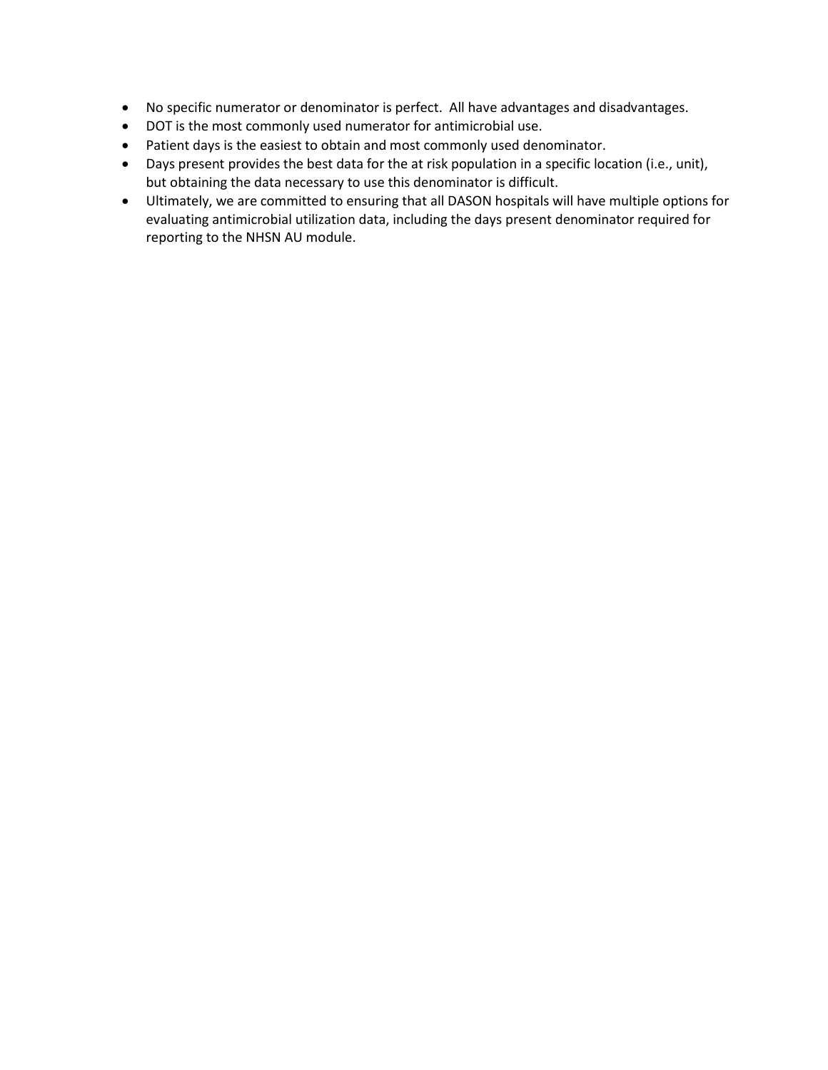- No specific numerator or denominator is perfect. All have advantages and disadvantages.
- DOT is the most commonly used numerator for antimicrobial use.
- Patient days is the easiest to obtain and most commonly used denominator.
- Days present provides the best data for the at risk population in a specific location (i.e., unit), but obtaining the data necessary to use this denominator is difficult.
- Ultimately, we are committed to ensuring that all DASON hospitals will have multiple options for evaluating antimicrobial utilization data, including the days present denominator required for reporting to the NHSN AU module.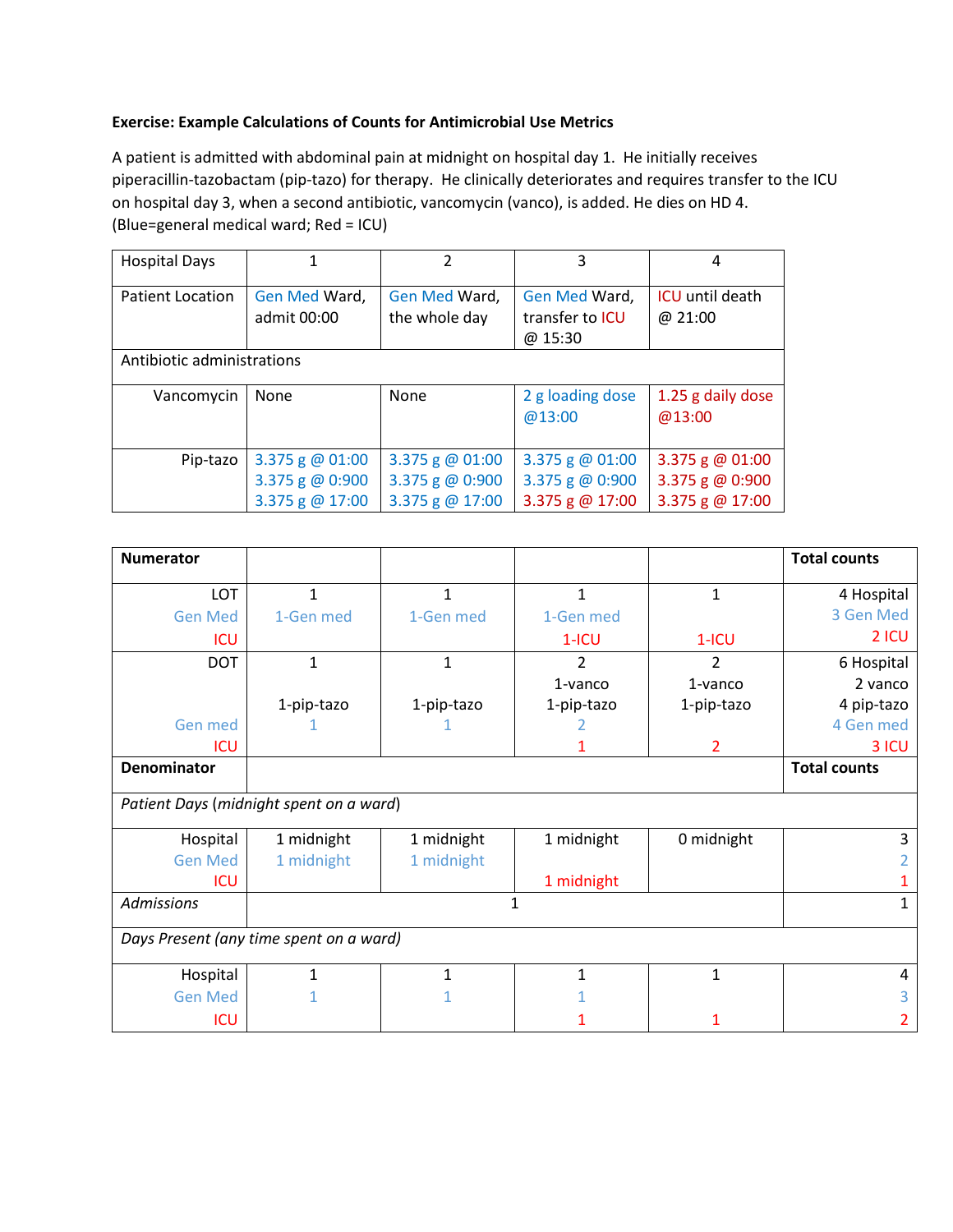**Exercise: Example Calculations of Counts for Antimicrobial Use Metrics**

A patient is admitted with abdominal pain at midnight on hospital day 1. He initially receives piperacillin-tazobactam (pip-tazo) for therapy. He clinically deteriorates and requires transfer to the ICU on hospital day 3, when a second antibiotic, vancomycin (vanco), is added. He dies on HD 4. (Blue=general medical ward; Red = ICU)

| Hospital Days | 1 | 2 | 3 | 4 |
|---|---|---|---|---|
| Patient Location | Gen Med Ward, admit 00:00 | Gen Med Ward, the whole day | Gen Med Ward, transfer to ICU @ 15:30 | ICU until death @ 21:00 |
| Antibiotic administrations | | | | |
| Vancomycin | None | None | 2 g loading dose @13:00 | 1.25 g daily dose @13:00 |
| Pip-tazo | 3.375 g @ 01:00<br>3.375 g @ 0:900<br>3.375 g @ 17:00 | 3.375 g @ 01:00<br>3.375 g @ 0:900<br>3.375 g @ 17:00 | 3.375 g @ 01:00<br>3.375 g @ 0:900<br>3.375 g @ 17:00 | 3.375 g @ 01:00<br>3.375 g @ 0:900<br>3.375 g @ 17:00 |

| **Numerator** | | | | | **Total counts** |
|---|---|---|---|---|---|
| LOT<br>Gen Med<br>ICU | 1<br>1-Gen med | 1<br>1-Gen med | 1<br>1-Gen med<br>1-ICU | 1<br><br>1-ICU | 4 Hospital<br>3 Gen Med<br>2 ICU |
| DOT<br><br><br>Gen med<br>ICU | 1<br><br>1-pip-tazo<br>1 | 1<br><br>1-pip-tazo<br>1 | 2<br>1-vanco<br>1-pip-tazo<br>2<br>1 | 2<br>1-vanco<br>1-pip-tazo<br><br>2 | 6 Hospital<br>2 vanco<br>4 pip-tazo<br>4 Gen med<br>3 ICU |
| **Denominator** | | | | | **Total counts** |
| *Patient Days (midnight spent on a ward)* | | | | | |
| Hospital<br>Gen Med<br>ICU | 1 midnight<br>1 midnight | 1 midnight<br>1 midnight | 1 midnight<br><br>1 midnight | 0 midnight | 3<br>2<br>1 |
| *Admissions* | 1 | | | | 1 |
| *Days Present (any time spent on a ward)* | | | | | |
| Hospital<br>Gen Med<br>ICU | 1<br>1 | 1<br>1 | 1<br>1<br>1 | 1<br><br>1 | 4<br>3<br>2 |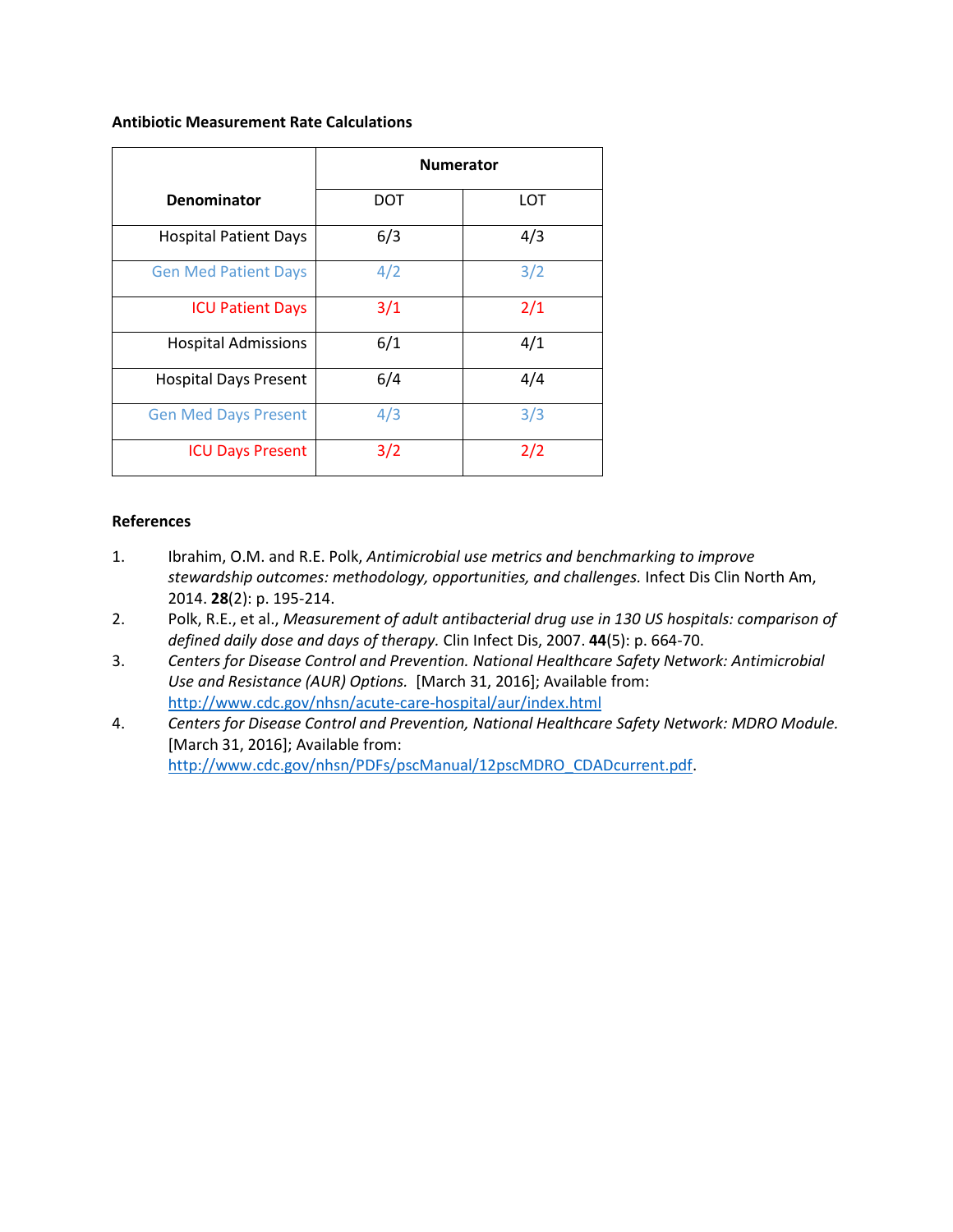**Antibiotic Measurement Rate Calculations**

| Denominator | Numerator | |
|---|---|---|
| | DOT | LOT |
| Hospital Patient Days | 6/3 | 4/3 |
| Gen Med Patient Days | 4/2 | 3/2 |
| ICU Patient Days | 3/1 | 2/1 |
| Hospital Admissions | 6/1 | 4/1 |
| Hospital Days Present | 6/4 | 4/4 |
| Gen Med Days Present | 4/3 | 3/3 |
| ICU Days Present | 3/2 | 2/2 |

**References**

1. Ibrahim, O.M. and R.E. Polk, *Antimicrobial use metrics and benchmarking to improve stewardship outcomes: methodology, opportunities, and challenges.* Infect Dis Clin North Am, 2014. **28**(2): p. 195-214.
2. Polk, R.E., et al., *Measurement of adult antibacterial drug use in 130 US hospitals: comparison of defined daily dose and days of therapy.* Clin Infect Dis, 2007. **44**(5): p. 664-70.
3. *Centers for Disease Control and Prevention. National Healthcare Safety Network: Antimicrobial Use and Resistance (AUR) Options.* [March 31, 2016]; Available from: http://www.cdc.gov/nhsn/acute-care-hospital/aur/index.html
4. *Centers for Disease Control and Prevention, National Healthcare Safety Network: MDRO Module.* [March 31, 2016]; Available from: http://www.cdc.gov/nhsn/PDFs/pscManual/12pscMDRO_CDADcurrent.pdf.